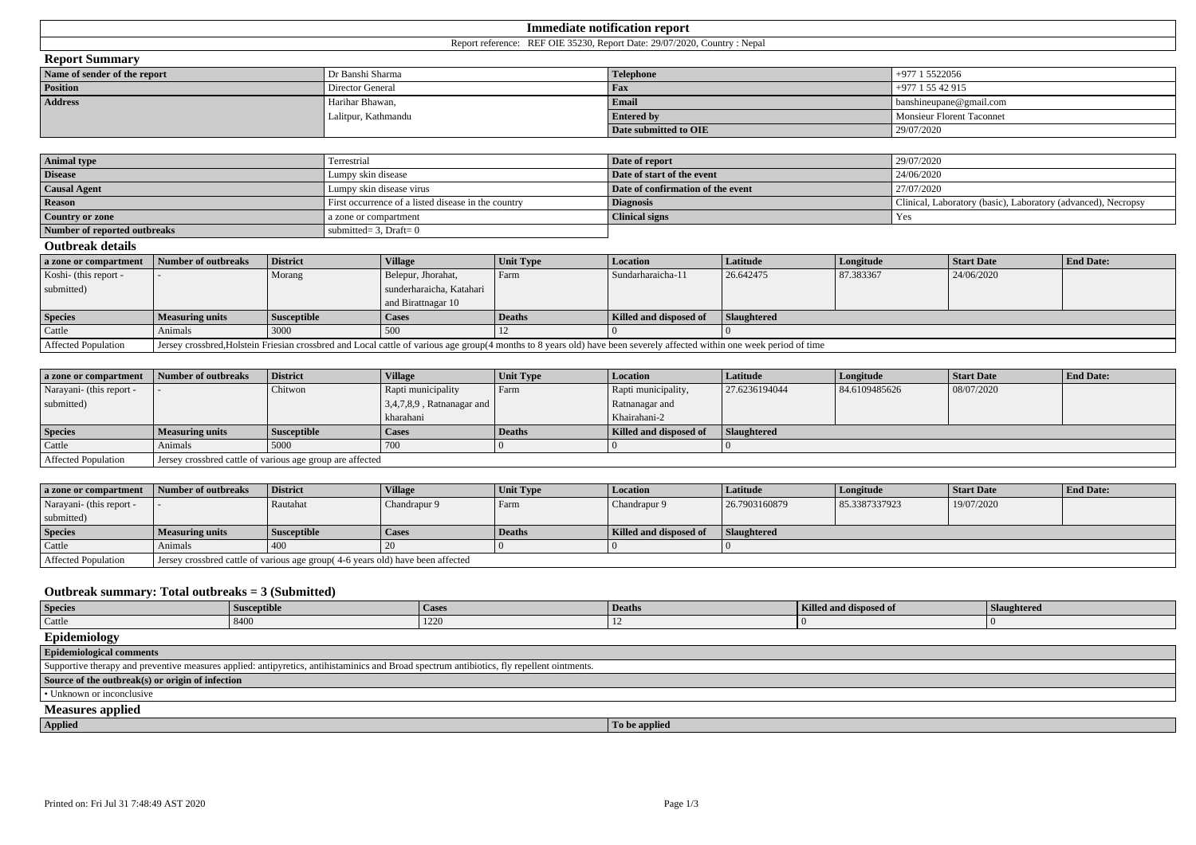# Immediate notification report

Report reference: REF OIE 35230, Report Date: 29/07/2020, Country : Nepal

## Report Summary

| Name of sender of the report | Dr Banshi Sharma | Telephone | +977 1 5522056 |
|---|---|---|---|
| Position | Director General | Fax | +977 1 55 42 915 |
| Address | Harihar Bhawan, Lalitpur, Kathmandu | Email | banshineupane@gmail.com |
| | | Entered by | Monsieur Florent Taconnet |
| | | Date submitted to OIE | 29/07/2020 |

| Animal type | Terrestrial | Date of report | 29/07/2020 |
|---|---|---|---|
| Disease | Lumpy skin disease | Date of start of the event | 24/06/2020 |
| Causal Agent | Lumpy skin disease virus | Date of confirmation of the event | 27/07/2020 |
| Reason | First occurrence of a listed disease in the country | Diagnosis | Clinical, Laboratory (basic), Laboratory (advanced), Necropsy |
| Country or zone | a zone or compartment | Clinical signs | Yes |
| Number of reported outbreaks | submitted= 3, Draft= 0 | | |

## Outbreak details

| a zone or compartment | Number of outbreaks | District | Village | Unit Type | Location | Latitude | Longitude | Start Date | End Date: |
|---|---|---|---|---|---|---|---|---|---|
| Koshi- (this report - submitted) | - | Morang | Belepur, Jhorahat, sunderharaicha, Katahari and Birattnagar 10 | Farm | Sundarharaicha-11 | 26.642475 | 87.383367 | 24/06/2020 | |
| **Species** | **Measuring units** | **Susceptible** | **Cases** | **Deaths** | **Killed and disposed of** | **Slaughtered** | | | |
| Cattle | Animals | 3000 | 500 | 12 | 0 | 0 | | | |
| Affected Population | Jersey crossbred,Holstein Friesian crossbred and Local cattle of various age group(4 months to 8 years old) have been severely affected within one week period of time | | | | | | | | |

| a zone or compartment | Number of outbreaks | District | Village | Unit Type | Location | Latitude | Longitude | Start Date | End Date: |
|---|---|---|---|---|---|---|---|---|---|
| Narayani- (this report - submitted) | - | Chitwon | Rapti municipality 3,4,7,8,9 , Ratnanagar and kharahani | Farm | Rapti municipality, Ratnanagar and Khairahani-2 | 27.6236194044 | 84.6109485626 | 08/07/2020 | |
| **Species** | **Measuring units** | **Susceptible** | **Cases** | **Deaths** | **Killed and disposed of** | **Slaughtered** | | | |
| Cattle | Animals | 5000 | 700 | 0 | 0 | 0 | | | |
| Affected Population | Jersey crossbred cattle of various age group are affected | | | | | | | | |

| a zone or compartment | Number of outbreaks | District | Village | Unit Type | Location | Latitude | Longitude | Start Date | End Date: |
|---|---|---|---|---|---|---|---|---|---|
| Narayani- (this report - submitted) | - | Rautahat | Chandrapur 9 | Farm | Chandrapur 9 | 26.7903160879 | 85.3387337923 | 19/07/2020 | |
| **Species** | **Measuring units** | **Susceptible** | **Cases** | **Deaths** | **Killed and disposed of** | **Slaughtered** | | | |
| Cattle | Animals | 400 | 20 | 0 | 0 | 0 | | | |
| Affected Population | Jersey crossbred cattle of various age group( 4-6 years old) have been affected | | | | | | | | |

### Outbreak summary: Total outbreaks = 3 (Submitted)

| Species | Susceptible | Cases | Deaths | Killed and disposed of | Slaughtered |
|---|---|---|---|---|---|
| Cattle | 8400 | 1220 | 12 | 0 | 0 |

## Epidemiology

| Epidemiological comments |
|---|
| Supportive therapy and preventive measures applied: antipyretics, antihistaminics and Broad spectrum antibiotics, fly repellent ointments. |
| **Source of the outbreak(s) or origin of infection** |
| • Unknown or inconclusive |

## Measures applied

| Applied | To be applied |
|---|---|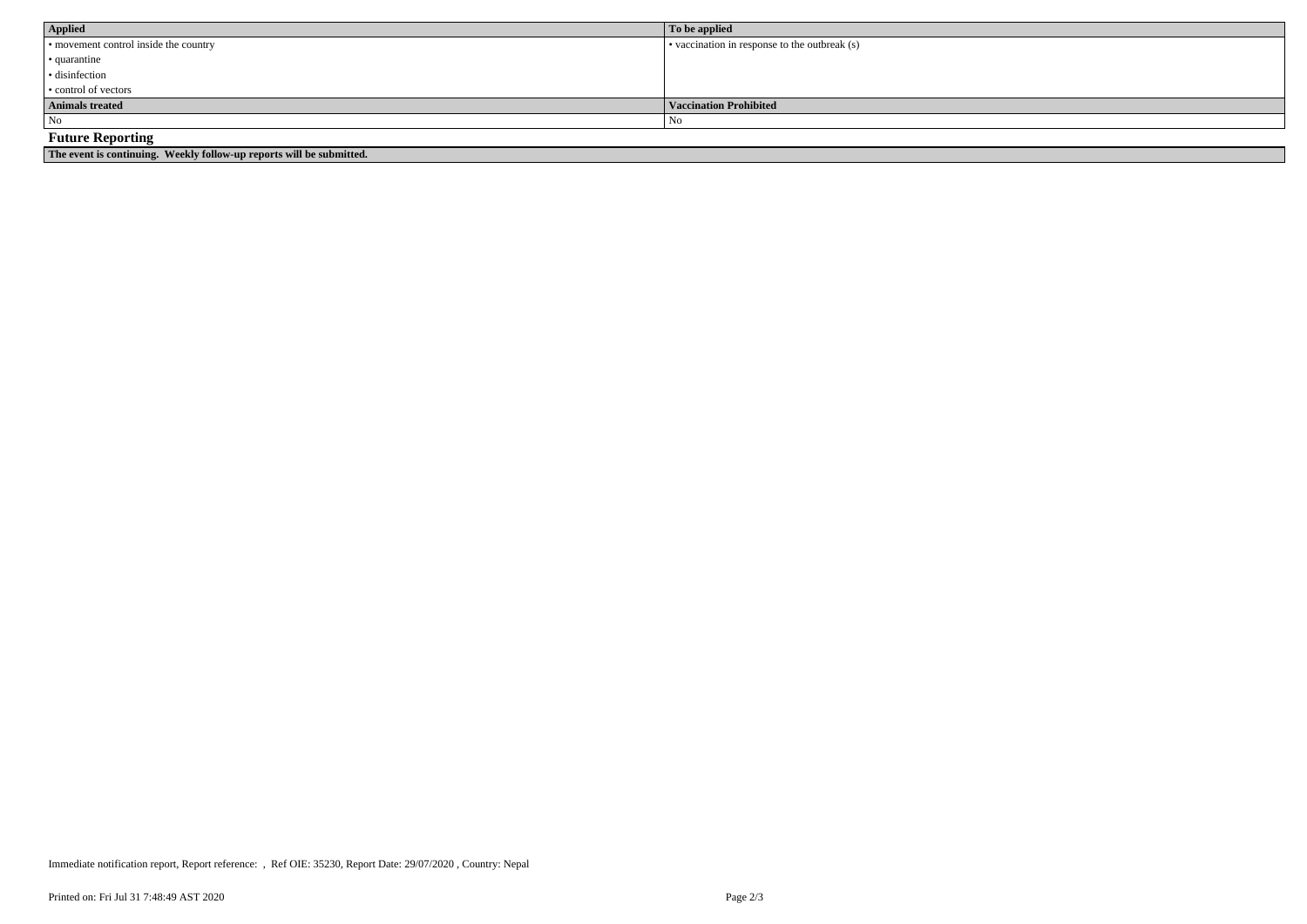| Applied | To be applied |
| --- | --- |
| • movement control inside the country | • vaccination in response to the outbreak (s) |
| • quarantine | |
| • disinfection | |
| • control of vectors | |
| **Animals treated** | **Vaccination Prohibited** |
| No | No |

## Future Reporting

**The event is continuing. Weekly follow-up reports will be submitted.**

Immediate notification report, Report reference: , Ref OIE: 35230, Report Date: 29/07/2020 , Country: Nepal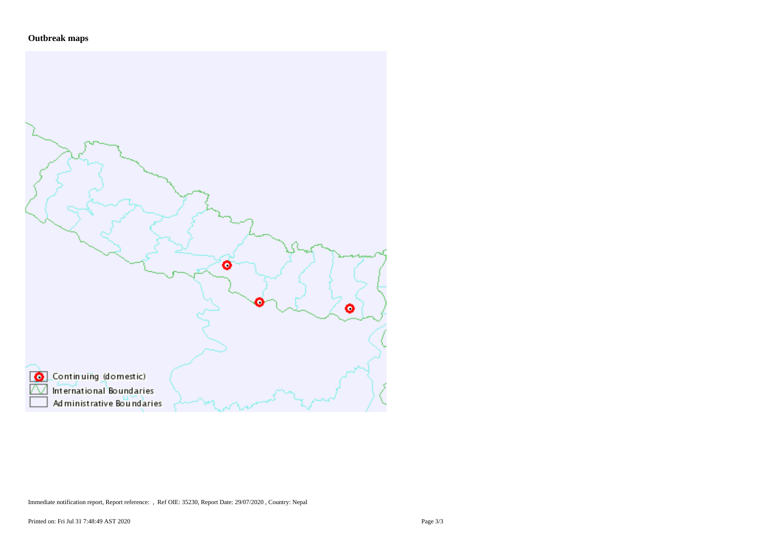**Outbreak maps**

Continuing (domestic)

International Boundaries

Administrative Boundaries

Immediate notification report, Report reference: , Ref OIE: 35230, Report Date: 29/07/2020 , Country: Nepal

Printed on: Fri Jul 31 7:48:49 AST 2020